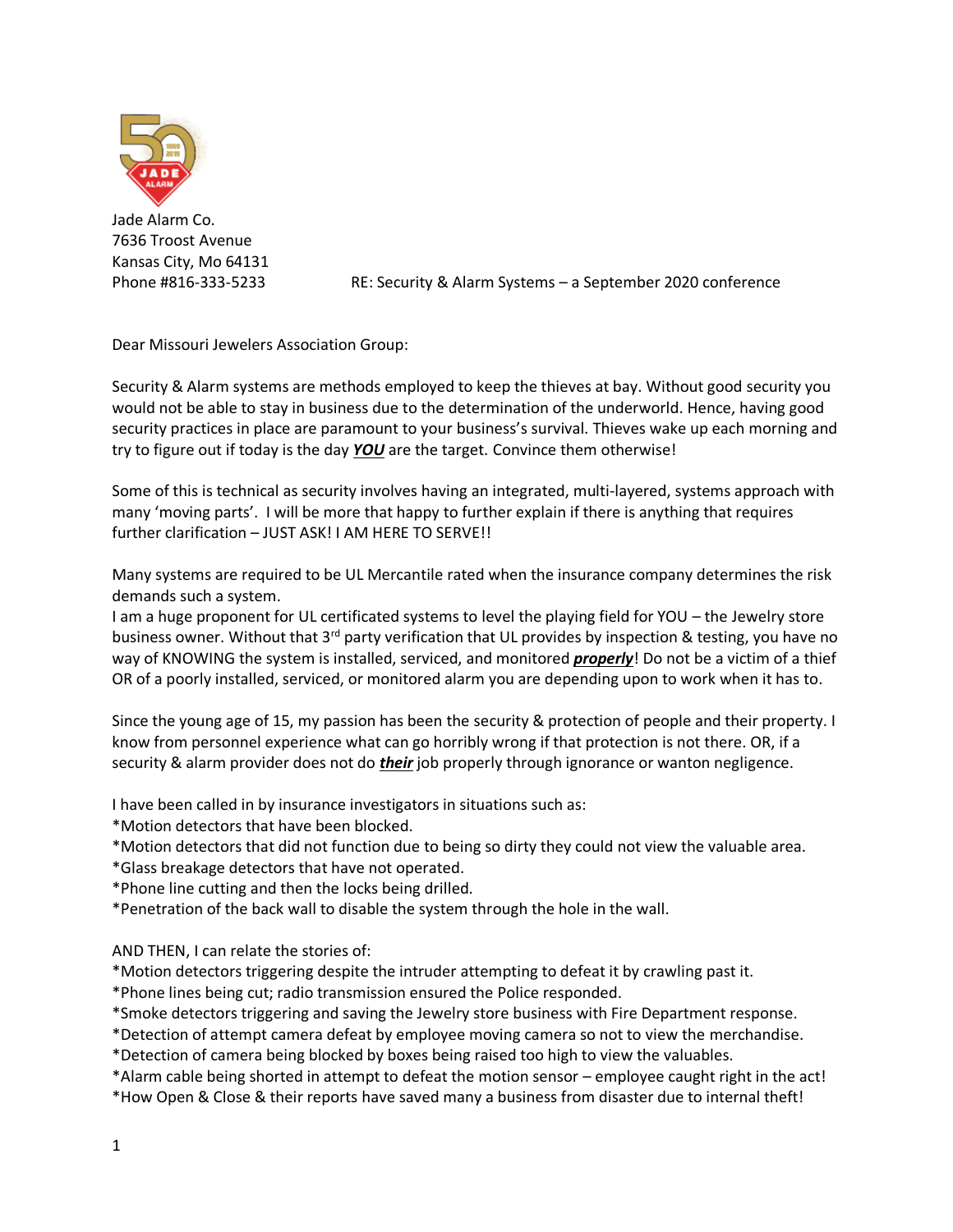Jade Alarm Co.
7636 Troost Avenue
Kansas City, Mo 64131
Phone #816-333-5233

RE: Security & Alarm Systems – a September 2020 conference

Dear Missouri Jewelers Association Group:

Security & Alarm systems are methods employed to keep the thieves at bay. Without good security you would not be able to stay in business due to the determination of the underworld. Hence, having good security practices in place are paramount to your business's survival. Thieves wake up each morning and try to figure out if today is the day ***YOU*** are the target. Convince them otherwise!

Some of this is technical as security involves having an integrated, multi-layered, systems approach with many 'moving parts'. I will be more that happy to further explain if there is anything that requires further clarification – JUST ASK! I AM HERE TO SERVE!!

Many systems are required to be UL Mercantile rated when the insurance company determines the risk demands such a system.
I am a huge proponent for UL certificated systems to level the playing field for YOU – the Jewelry store business owner. Without that 3rd party verification that UL provides by inspection & testing, you have no way of KNOWING the system is installed, serviced, and monitored ***properly***! Do not be a victim of a thief OR of a poorly installed, serviced, or monitored alarm you are depending upon to work when it has to.

Since the young age of 15, my passion has been the security & protection of people and their property. I know from personnel experience what can go horribly wrong if that protection is not there. OR, if a security & alarm provider does not do ***their*** job properly through ignorance or wanton negligence.

I have been called in by insurance investigators in situations such as:
*Motion detectors that have been blocked.
*Motion detectors that did not function due to being so dirty they could not view the valuable area.
*Glass breakage detectors that have not operated.
*Phone line cutting and then the locks being drilled.
*Penetration of the back wall to disable the system through the hole in the wall.

AND THEN, I can relate the stories of:
*Motion detectors triggering despite the intruder attempting to defeat it by crawling past it.
*Phone lines being cut; radio transmission ensured the Police responded.
*Smoke detectors triggering and saving the Jewelry store business with Fire Department response.
*Detection of attempt camera defeat by employee moving camera so not to view the merchandise.
*Detection of camera being blocked by boxes being raised too high to view the valuables.
*Alarm cable being shorted in attempt to defeat the motion sensor – employee caught right in the act!
*How Open & Close & their reports have saved many a business from disaster due to internal theft!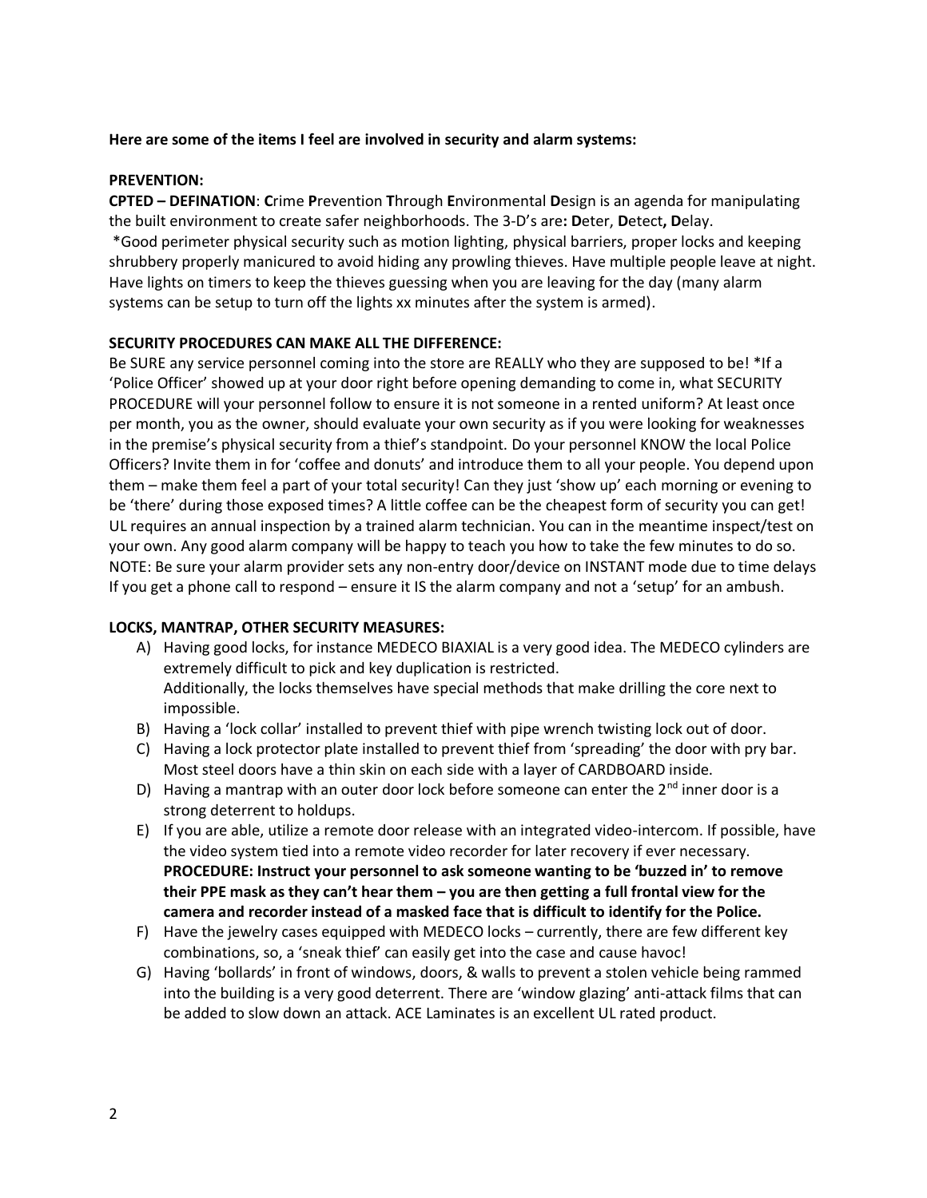**Here are some of the items I feel are involved in security and alarm systems:**

**PREVENTION:**

**CPTED – DEFINATION**: **C**rime **P**revention **T**hrough **E**nvironmental **D**esign is an agenda for manipulating the built environment to create safer neighborhoods. The 3-D's are**: D**eter, **D**etect**, D**elay.

*Good perimeter physical security such as motion lighting, physical barriers, proper locks and keeping shrubbery properly manicured to avoid hiding any prowling thieves. Have multiple people leave at night. Have lights on timers to keep the thieves guessing when you are leaving for the day (many alarm systems can be setup to turn off the lights xx minutes after the system is armed).

**SECURITY PROCEDURES CAN MAKE ALL THE DIFFERENCE:**

Be SURE any service personnel coming into the store are REALLY who they are supposed to be! *If a 'Police Officer' showed up at your door right before opening demanding to come in, what SECURITY PROCEDURE will your personnel follow to ensure it is not someone in a rented uniform? At least once per month, you as the owner, should evaluate your own security as if you were looking for weaknesses in the premise's physical security from a thief's standpoint. Do your personnel KNOW the local Police Officers? Invite them in for 'coffee and donuts' and introduce them to all your people. You depend upon them – make them feel a part of your total security! Can they just 'show up' each morning or evening to be 'there' during those exposed times? A little coffee can be the cheapest form of security you can get! UL requires an annual inspection by a trained alarm technician. You can in the meantime inspect/test on your own. Any good alarm company will be happy to teach you how to take the few minutes to do so. NOTE: Be sure your alarm provider sets any non-entry door/device on INSTANT mode due to time delays If you get a phone call to respond – ensure it IS the alarm company and not a 'setup' for an ambush.

**LOCKS, MANTRAP, OTHER SECURITY MEASURES:**

A) Having good locks, for instance MEDECO BIAXIAL is a very good idea. The MEDECO cylinders are extremely difficult to pick and key duplication is restricted.
   Additionally, the locks themselves have special methods that make drilling the core next to impossible.
B) Having a 'lock collar' installed to prevent thief with pipe wrench twisting lock out of door.
C) Having a lock protector plate installed to prevent thief from 'spreading' the door with pry bar. Most steel doors have a thin skin on each side with a layer of CARDBOARD inside.
D) Having a mantrap with an outer door lock before someone can enter the 2nd inner door is a strong deterrent to holdups.
E) If you are able, utilize a remote door release with an integrated video-intercom. If possible, have the video system tied into a remote video recorder for later recovery if ever necessary.
   **PROCEDURE: Instruct your personnel to ask someone wanting to be 'buzzed in' to remove their PPE mask as they can't hear them – you are then getting a full frontal view for the camera and recorder instead of a masked face that is difficult to identify for the Police.**
F) Have the jewelry cases equipped with MEDECO locks – currently, there are few different key combinations, so, a 'sneak thief' can easily get into the case and cause havoc!
G) Having 'bollards' in front of windows, doors, & walls to prevent a stolen vehicle being rammed into the building is a very good deterrent. There are 'window glazing' anti-attack films that can be added to slow down an attack. ACE Laminates is an excellent UL rated product.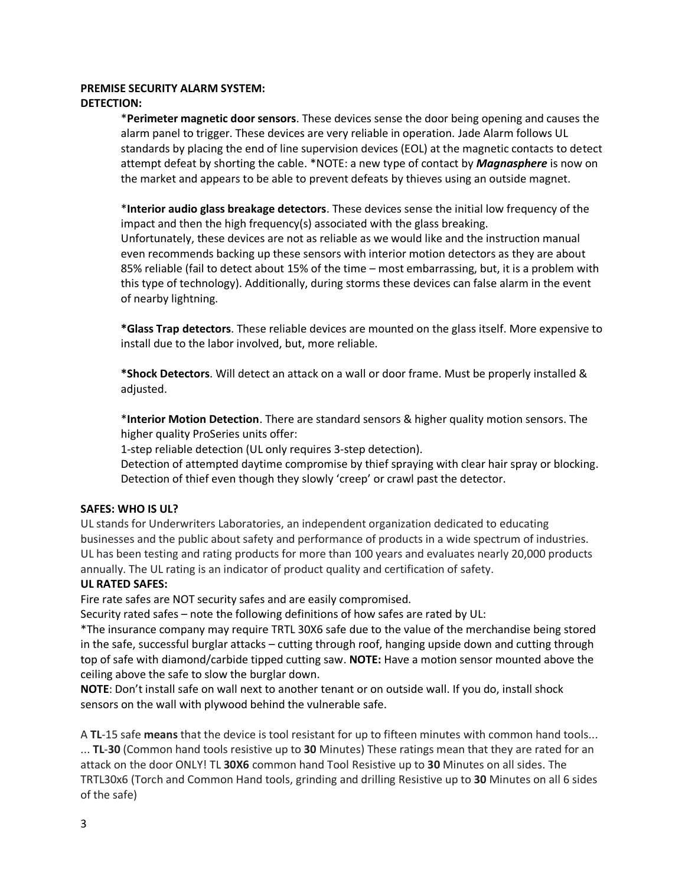**PREMISE SECURITY ALARM SYSTEM:**
**DETECTION:**

*__Perimeter magnetic door sensors__. These devices sense the door being opening and causes the alarm panel to trigger. These devices are very reliable in operation. Jade Alarm follows UL standards by placing the end of line supervision devices (EOL) at the magnetic contacts to detect attempt defeat by shorting the cable. *NOTE: a new type of contact by ***Magnasphere*** is now on the market and appears to be able to prevent defeats by thieves using an outside magnet.

*__Interior audio glass breakage detectors__. These devices sense the initial low frequency of the impact and then the high frequency(s) associated with the glass breaking. Unfortunately, these devices are not as reliable as we would like and the instruction manual even recommends backing up these sensors with interior motion detectors as they are about 85% reliable (fail to detect about 15% of the time – most embarrassing, but, it is a problem with this type of technology). Additionally, during storms these devices can false alarm in the event of nearby lightning.

**\*Glass Trap detectors**. These reliable devices are mounted on the glass itself. More expensive to install due to the labor involved, but, more reliable.

**\*Shock Detectors**. Will detect an attack on a wall or door frame. Must be properly installed & adjusted.

*__Interior Motion Detection__. There are standard sensors & higher quality motion sensors. The higher quality ProSeries units offer:
1-step reliable detection (UL only requires 3-step detection).
Detection of attempted daytime compromise by thief spraying with clear hair spray or blocking.
Detection of thief even though they slowly 'creep' or crawl past the detector.

**SAFES: WHO IS UL?**

UL stands for Underwriters Laboratories, an independent organization dedicated to educating businesses and the public about safety and performance of products in a wide spectrum of industries. UL has been testing and rating products for more than 100 years and evaluates nearly 20,000 products annually. The UL rating is an indicator of product quality and certification of safety.

**UL RATED SAFES:**

Fire rate safes are NOT security safes and are easily compromised.
Security rated safes – note the following definitions of how safes are rated by UL:
*The insurance company may require TRTL 30X6 safe due to the value of the merchandise being stored in the safe, successful burglar attacks – cutting through roof, hanging upside down and cutting through top of safe with diamond/carbide tipped cutting saw. **NOTE:** Have a motion sensor mounted above the ceiling above the safe to slow the burglar down.
**NOTE**: Don't install safe on wall next to another tenant or on outside wall. If you do, install shock sensors on the wall with plywood behind the vulnerable safe.

A **TL**-15 safe **means** that the device is tool resistant for up to fifteen minutes with common hand tools... ... **TL**-**30** (Common hand tools resistive up to **30** Minutes) These ratings mean that they are rated for an attack on the door ONLY! TL **30X6** common hand Tool Resistive up to **30** Minutes on all sides. The TRTL30x6 (Torch and Common Hand tools, grinding and drilling Resistive up to **30** Minutes on all 6 sides of the safe)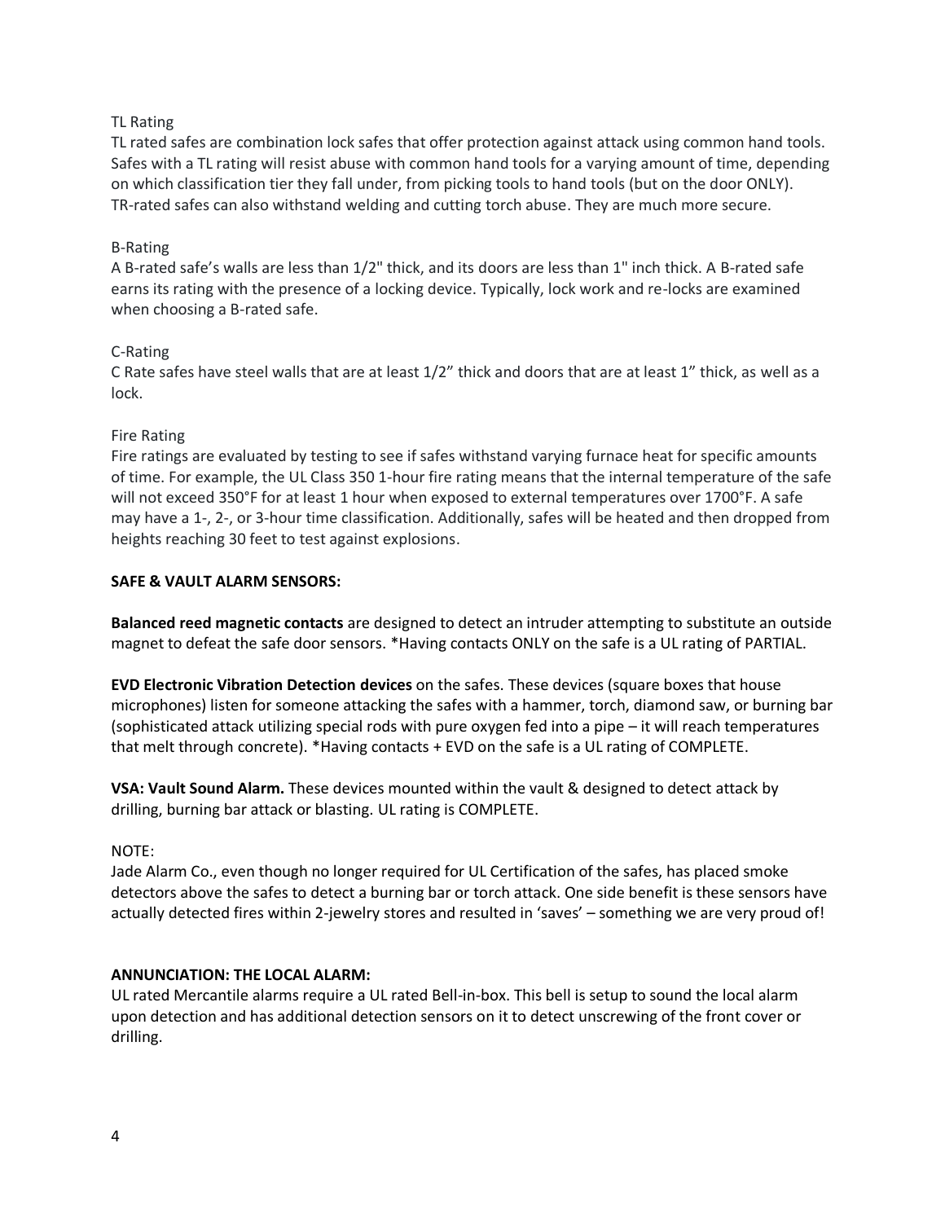TL Rating

TL rated safes are combination lock safes that offer protection against attack using common hand tools. Safes with a TL rating will resist abuse with common hand tools for a varying amount of time, depending on which classification tier they fall under, from picking tools to hand tools (but on the door ONLY). TR-rated safes can also withstand welding and cutting torch abuse. They are much more secure.

B-Rating

A B-rated safe's walls are less than 1/2" thick, and its doors are less than 1" inch thick. A B-rated safe earns its rating with the presence of a locking device. Typically, lock work and re-locks are examined when choosing a B-rated safe.

C-Rating

C Rate safes have steel walls that are at least 1/2" thick and doors that are at least 1" thick, as well as a lock.

Fire Rating

Fire ratings are evaluated by testing to see if safes withstand varying furnace heat for specific amounts of time. For example, the UL Class 350 1-hour fire rating means that the internal temperature of the safe will not exceed 350°F for at least 1 hour when exposed to external temperatures over 1700°F. A safe may have a 1-, 2-, or 3-hour time classification. Additionally, safes will be heated and then dropped from heights reaching 30 feet to test against explosions.

**SAFE & VAULT ALARM SENSORS:**

**Balanced reed magnetic contacts** are designed to detect an intruder attempting to substitute an outside magnet to defeat the safe door sensors. *Having contacts ONLY on the safe is a UL rating of PARTIAL.

**EVD Electronic Vibration Detection devices** on the safes. These devices (square boxes that house microphones) listen for someone attacking the safes with a hammer, torch, diamond saw, or burning bar (sophisticated attack utilizing special rods with pure oxygen fed into a pipe – it will reach temperatures that melt through concrete). *Having contacts + EVD on the safe is a UL rating of COMPLETE.

**VSA: Vault Sound Alarm.** These devices mounted within the vault & designed to detect attack by drilling, burning bar attack or blasting. UL rating is COMPLETE.

NOTE:

Jade Alarm Co., even though no longer required for UL Certification of the safes, has placed smoke detectors above the safes to detect a burning bar or torch attack. One side benefit is these sensors have actually detected fires within 2-jewelry stores and resulted in 'saves' – something we are very proud of!

**ANNUNCIATION: THE LOCAL ALARM:**

UL rated Mercantile alarms require a UL rated Bell-in-box. This bell is setup to sound the local alarm upon detection and has additional detection sensors on it to detect unscrewing of the front cover or drilling.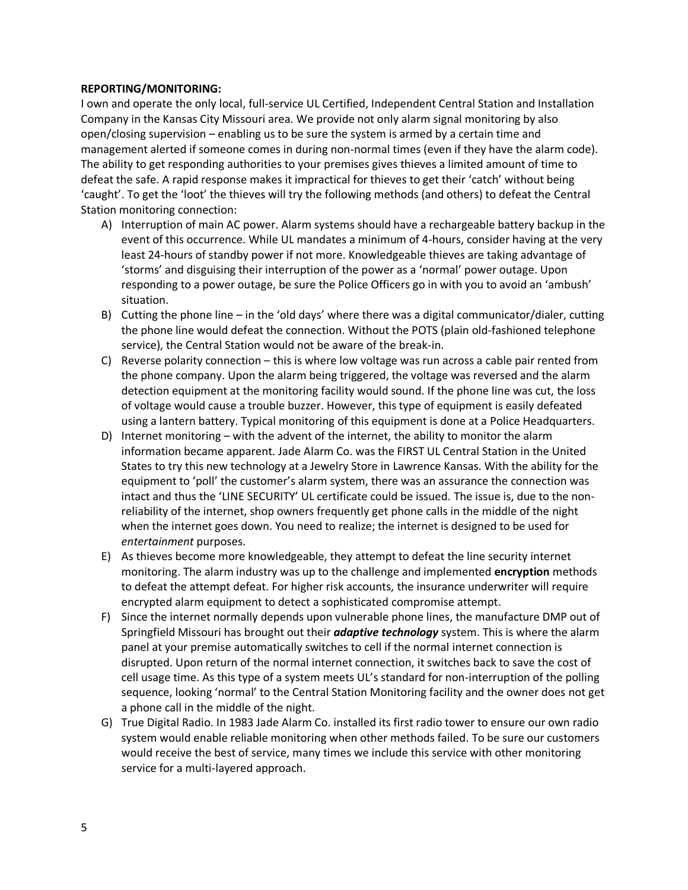**REPORTING/MONITORING:**

I own and operate the only local, full-service UL Certified, Independent Central Station and Installation Company in the Kansas City Missouri area. We provide not only alarm signal monitoring by also open/closing supervision – enabling us to be sure the system is armed by a certain time and management alerted if someone comes in during non-normal times (even if they have the alarm code). The ability to get responding authorities to your premises gives thieves a limited amount of time to defeat the safe. A rapid response makes it impractical for thieves to get their 'catch' without being 'caught'. To get the 'loot' the thieves will try the following methods (and others) to defeat the Central Station monitoring connection:

A) Interruption of main AC power. Alarm systems should have a rechargeable battery backup in the event of this occurrence. While UL mandates a minimum of 4-hours, consider having at the very least 24-hours of standby power if not more. Knowledgeable thieves are taking advantage of 'storms' and disguising their interruption of the power as a 'normal' power outage. Upon responding to a power outage, be sure the Police Officers go in with you to avoid an 'ambush' situation.

B) Cutting the phone line – in the 'old days' where there was a digital communicator/dialer, cutting the phone line would defeat the connection. Without the POTS (plain old-fashioned telephone service), the Central Station would not be aware of the break-in.

C) Reverse polarity connection – this is where low voltage was run across a cable pair rented from the phone company. Upon the alarm being triggered, the voltage was reversed and the alarm detection equipment at the monitoring facility would sound. If the phone line was cut, the loss of voltage would cause a trouble buzzer. However, this type of equipment is easily defeated using a lantern battery. Typical monitoring of this equipment is done at a Police Headquarters.

D) Internet monitoring – with the advent of the internet, the ability to monitor the alarm information became apparent. Jade Alarm Co. was the FIRST UL Central Station in the United States to try this new technology at a Jewelry Store in Lawrence Kansas. With the ability for the equipment to 'poll' the customer's alarm system, there was an assurance the connection was intact and thus the 'LINE SECURITY' UL certificate could be issued. The issue is, due to the non-reliability of the internet, shop owners frequently get phone calls in the middle of the night when the internet goes down. You need to realize; the internet is designed to be used for *entertainment* purposes.

E) As thieves become more knowledgeable, they attempt to defeat the line security internet monitoring. The alarm industry was up to the challenge and implemented **encryption** methods to defeat the attempt defeat. For higher risk accounts, the insurance underwriter will require encrypted alarm equipment to detect a sophisticated compromise attempt.

F) Since the internet normally depends upon vulnerable phone lines, the manufacture DMP out of Springfield Missouri has brought out their ***adaptive technology*** system. This is where the alarm panel at your premise automatically switches to cell if the normal internet connection is disrupted. Upon return of the normal internet connection, it switches back to save the cost of cell usage time. As this type of a system meets UL's standard for non-interruption of the polling sequence, looking 'normal' to the Central Station Monitoring facility and the owner does not get a phone call in the middle of the night.

G) True Digital Radio. In 1983 Jade Alarm Co. installed its first radio tower to ensure our own radio system would enable reliable monitoring when other methods failed. To be sure our customers would receive the best of service, many times we include this service with other monitoring service for a multi-layered approach.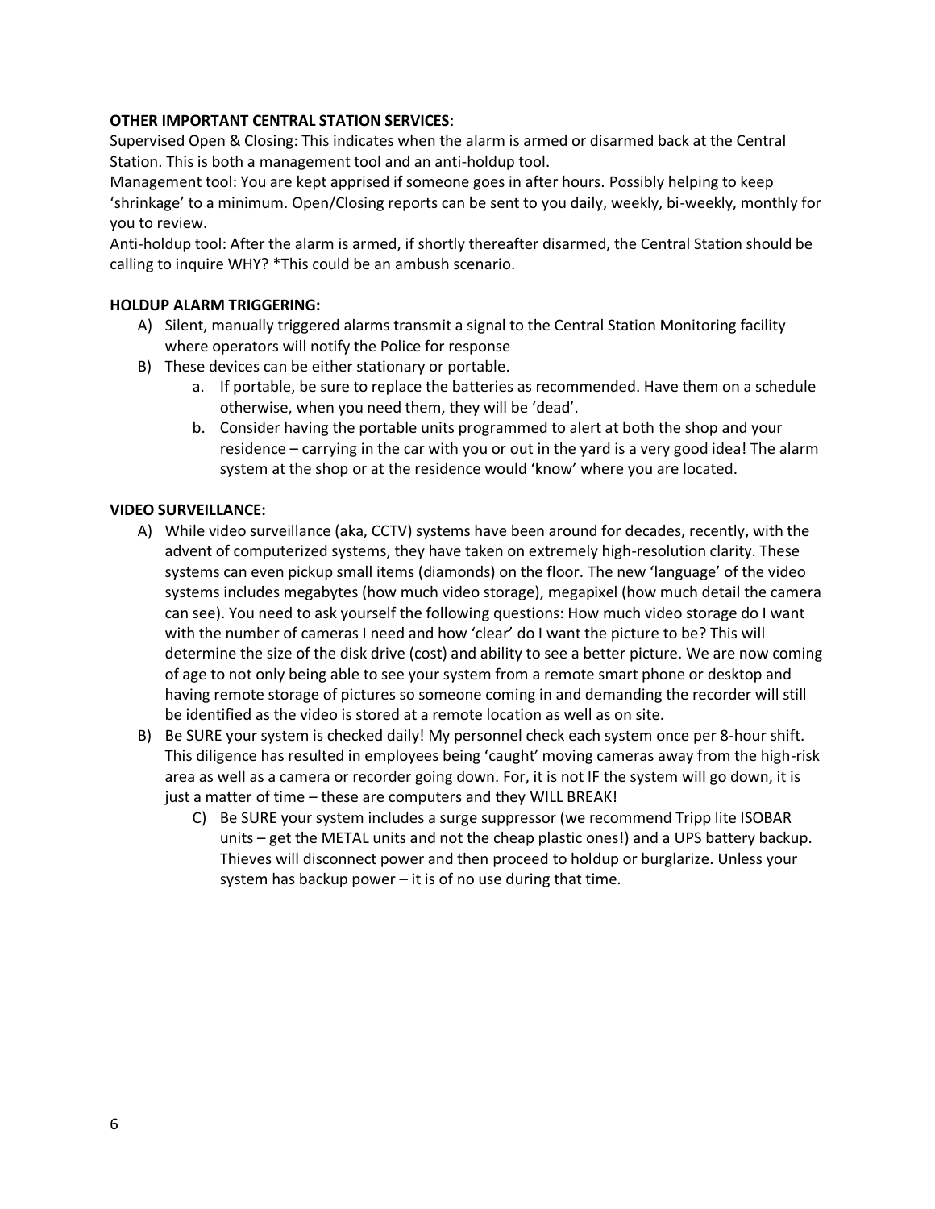**OTHER IMPORTANT CENTRAL STATION SERVICES**:

Supervised Open & Closing: This indicates when the alarm is armed or disarmed back at the Central Station. This is both a management tool and an anti-holdup tool.

Management tool: You are kept apprised if someone goes in after hours. Possibly helping to keep 'shrinkage' to a minimum. Open/Closing reports can be sent to you daily, weekly, bi-weekly, monthly for you to review.

Anti-holdup tool: After the alarm is armed, if shortly thereafter disarmed, the Central Station should be calling to inquire WHY? *This could be an ambush scenario.

**HOLDUP ALARM TRIGGERING:**

A) Silent, manually triggered alarms transmit a signal to the Central Station Monitoring facility where operators will notify the Police for response
B) These devices can be either stationary or portable.
   a. If portable, be sure to replace the batteries as recommended. Have them on a schedule otherwise, when you need them, they will be 'dead'.
   b. Consider having the portable units programmed to alert at both the shop and your residence – carrying in the car with you or out in the yard is a very good idea! The alarm system at the shop or at the residence would 'know' where you are located.

**VIDEO SURVEILLANCE:**

A) While video surveillance (aka, CCTV) systems have been around for decades, recently, with the advent of computerized systems, they have taken on extremely high-resolution clarity. These systems can even pickup small items (diamonds) on the floor. The new 'language' of the video systems includes megabytes (how much video storage), megapixel (how much detail the camera can see). You need to ask yourself the following questions: How much video storage do I want with the number of cameras I need and how 'clear' do I want the picture to be? This will determine the size of the disk drive (cost) and ability to see a better picture. We are now coming of age to not only being able to see your system from a remote smart phone or desktop and having remote storage of pictures so someone coming in and demanding the recorder will still be identified as the video is stored at a remote location as well as on site.
B) Be SURE your system is checked daily! My personnel check each system once per 8-hour shift. This diligence has resulted in employees being 'caught' moving cameras away from the high-risk area as well as a camera or recorder going down. For, it is not IF the system will go down, it is just a matter of time – these are computers and they WILL BREAK!
   C) Be SURE your system includes a surge suppressor (we recommend Tripp lite ISOBAR units – get the METAL units and not the cheap plastic ones!) and a UPS battery backup. Thieves will disconnect power and then proceed to holdup or burglarize. Unless your system has backup power – it is of no use during that time.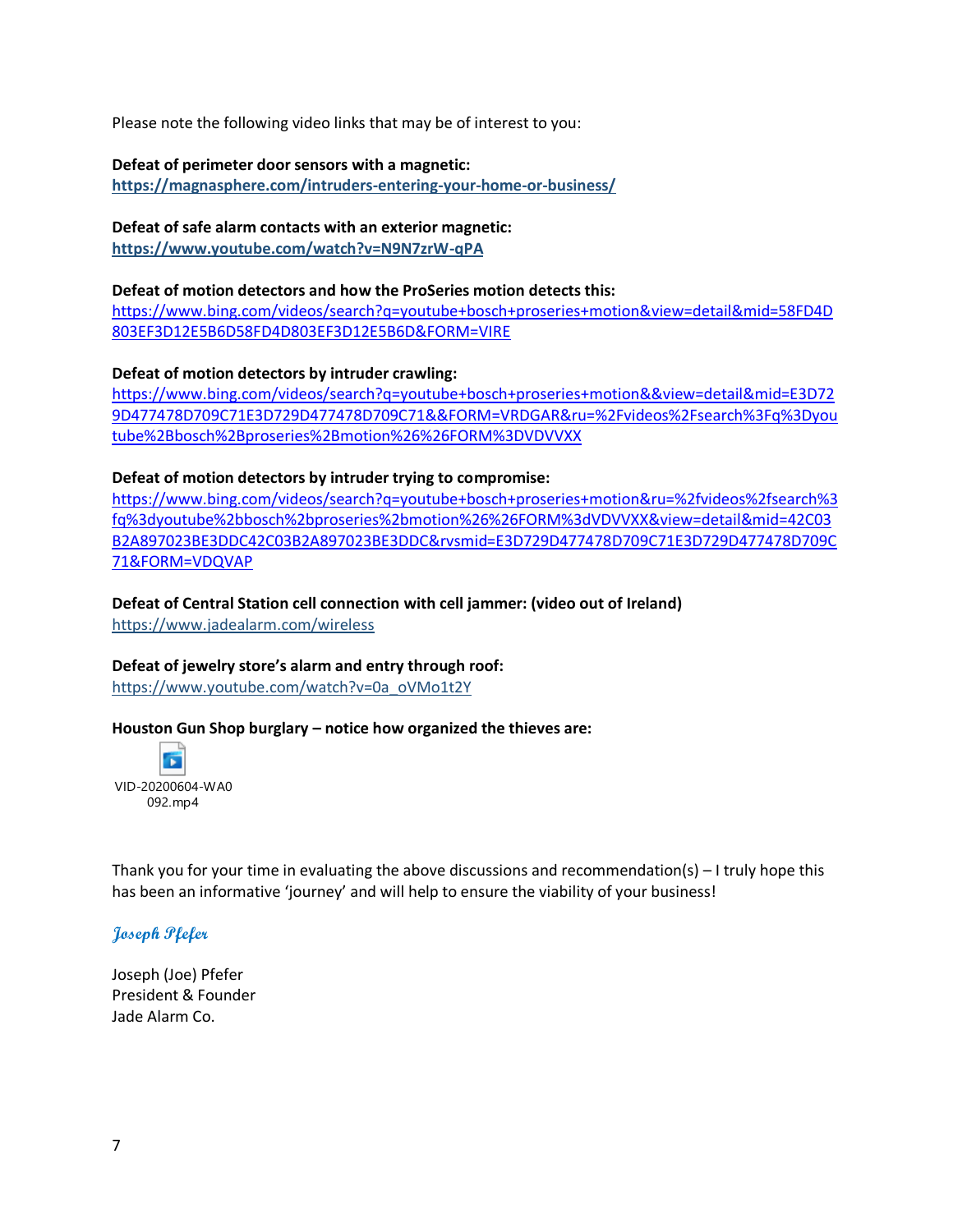Please note the following video links that may be of interest to you:

**Defeat of perimeter door sensors with a magnetic:**
**https://magnasphere.com/intruders-entering-your-home-or-business/**

**Defeat of safe alarm contacts with an exterior magnetic:**
**https://www.youtube.com/watch?v=N9N7zrW-qPA**

**Defeat of motion detectors and how the ProSeries motion detects this:**
https://www.bing.com/videos/search?q=youtube+bosch+proseries+motion&view=detail&mid=58FD4D803EF3D12E5B6D58FD4D803EF3D12E5B6D&FORM=VIRE

**Defeat of motion detectors by intruder crawling:**
https://www.bing.com/videos/search?q=youtube+bosch+proseries+motion&&view=detail&mid=E3D729D477478D709C71E3D729D477478D709C71&&FORM=VRDGAR&ru=%2Fvideos%2Fsearch%3Fq%3Dyoutube%2Bbosch%2Bproseries%2Bmotion%26%26FORM%3DVDVVXX

**Defeat of motion detectors by intruder trying to compromise:**
https://www.bing.com/videos/search?q=youtube+bosch+proseries+motion&ru=%2fvideos%2fsearch%3fq%3dyoutube%2bbosch%2bproseries%2bmotion%26%26FORM%3dVDVVXX&view=detail&mid=42C03B2A897023BE3DDC42C03B2A897023BE3DDC&rvsmid=E3D729D477478D709C71E3D729D477478D709C71&FORM=VDQVAP

**Defeat of Central Station cell connection with cell jammer: (video out of Ireland)**
https://www.jadealarm.com/wireless

**Defeat of jewelry store's alarm and entry through roof:**
https://www.youtube.com/watch?v=0a_oVMo1t2Y

**Houston Gun Shop burglary – notice how organized the thieves are:**

VID-20200604-WA0092.mp4

Thank you for your time in evaluating the above discussions and recommendation(s) – I truly hope this has been an informative 'journey' and will help to ensure the viability of your business!

*Joseph Pfefer*

Joseph (Joe) Pfefer
President & Founder
Jade Alarm Co.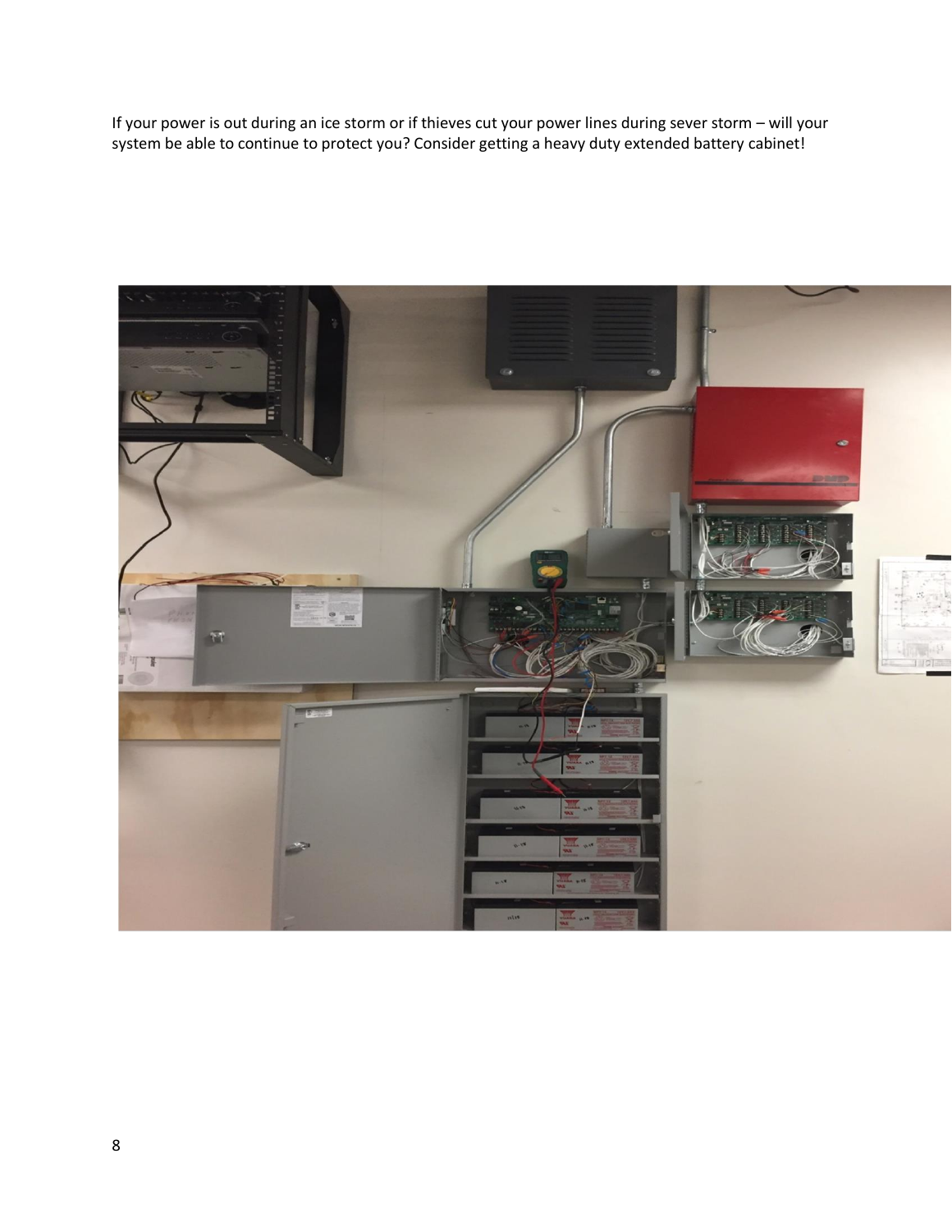If your power is out during an ice storm or if thieves cut your power lines during sever storm – will your system be able to continue to protect you? Consider getting a heavy duty extended battery cabinet!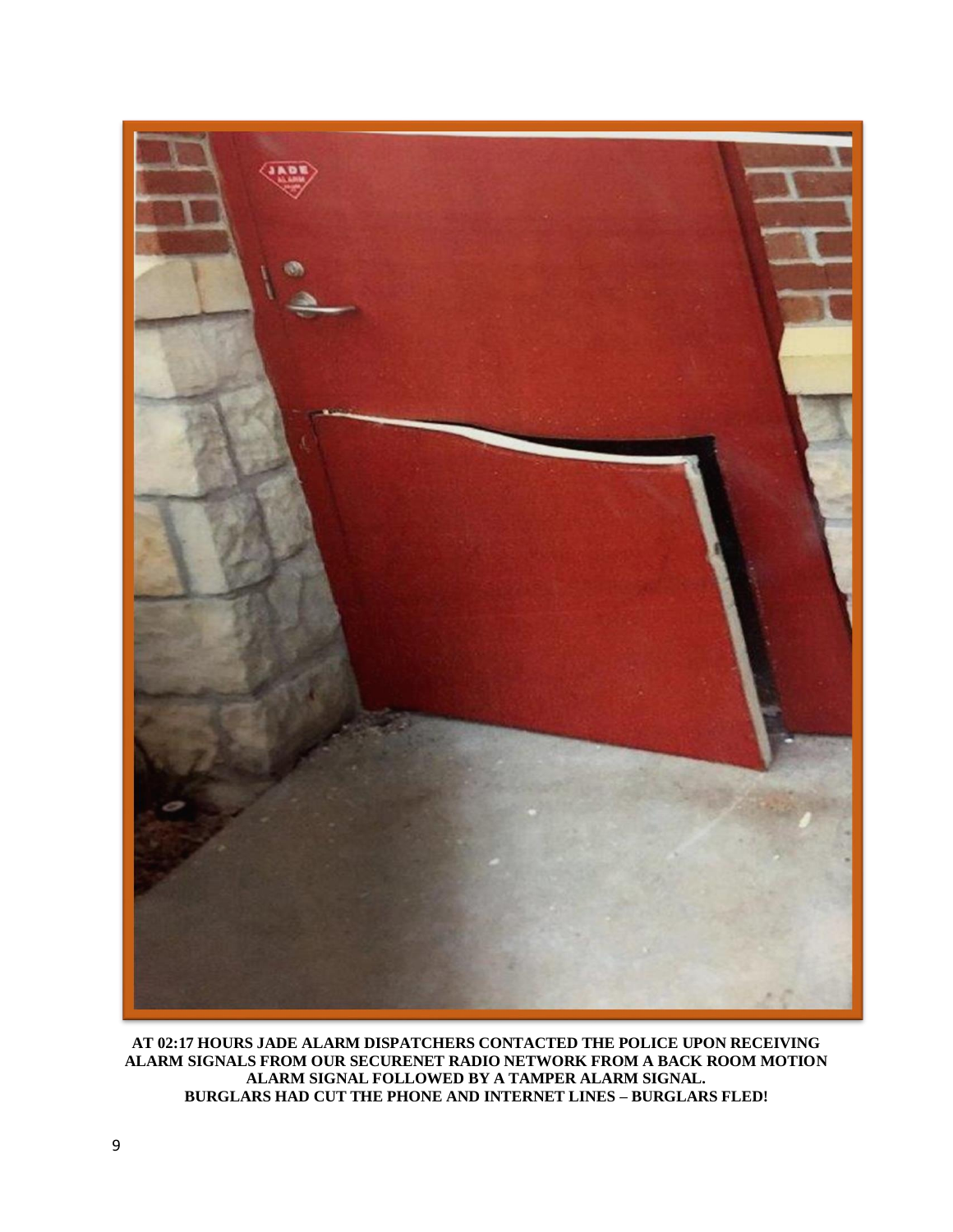**AT 02:17 HOURS JADE ALARM DISPATCHERS CONTACTED THE POLICE UPON RECEIVING ALARM SIGNALS FROM OUR SECURENET RADIO NETWORK FROM A BACK ROOM MOTION ALARM SIGNAL FOLLOWED BY A TAMPER ALARM SIGNAL.**
**BURGLARS HAD CUT THE PHONE AND INTERNET LINES – BURGLARS FLED!**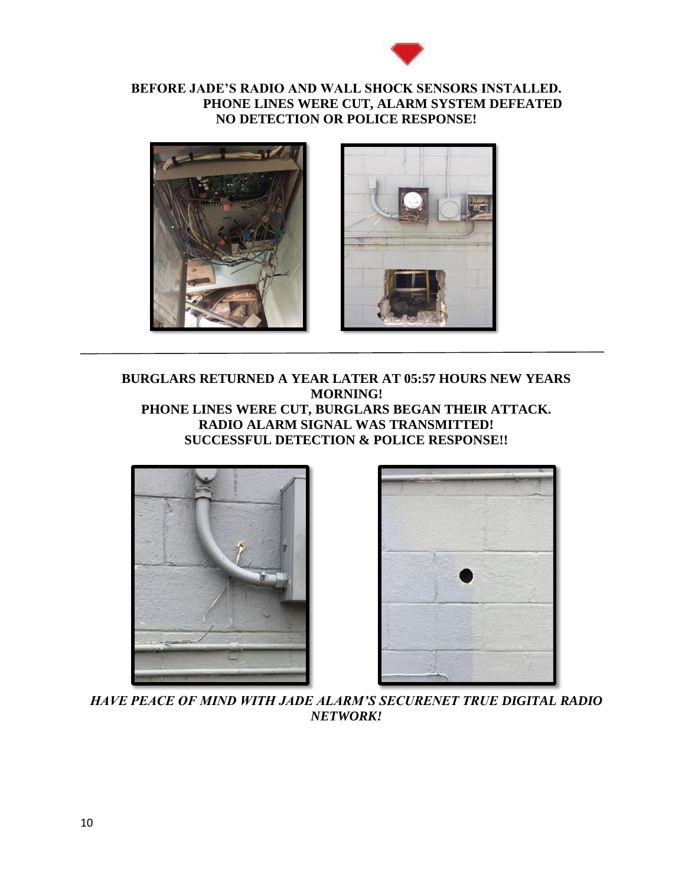**BEFORE JADE'S RADIO AND WALL SHOCK SENSORS INSTALLED.**
**PHONE LINES WERE CUT, ALARM SYSTEM DEFEATED**
**NO DETECTION OR POLICE RESPONSE!**

---

**BURGLARS RETURNED A YEAR LATER AT 05:57 HOURS NEW YEARS MORNING!**
**PHONE LINES WERE CUT, BURGLARS BEGAN THEIR ATTACK.**
**RADIO ALARM SIGNAL WAS TRANSMITTED!**
**SUCCESSFUL DETECTION & POLICE RESPONSE!!**

***HAVE PEACE OF MIND WITH JADE ALARM'S SECURENET TRUE DIGITAL RADIO NETWORK!***